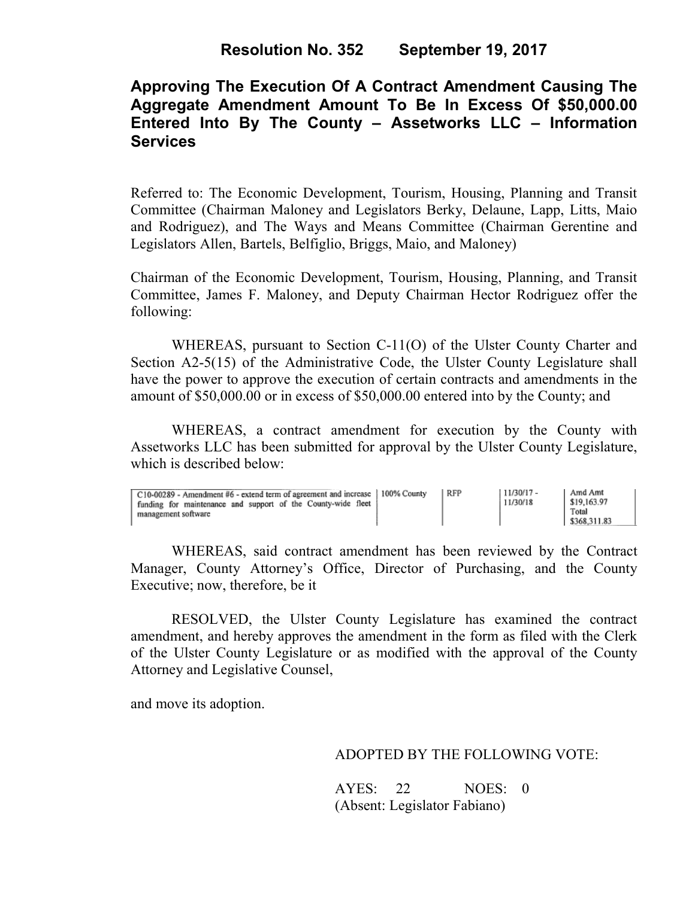# Resolution No. 352 September 19, 2017

## Approving The Execution Of A Contract Amendment Causing The Aggregate Amendment Amount To Be In Excess Of $50,000.00 Entered Into By The County – Assetworks LLC – Information Services

Referred to: The Economic Development, Tourism, Housing, Planning and Transit Committee (Chairman Maloney and Legislators Berky, Delaune, Lapp, Litts, Maio and Rodriguez), and The Ways and Means Committee (Chairman Gerentine and Legislators Allen, Bartels, Belfiglio, Briggs, Maio, and Maloney)

Chairman of the Economic Development, Tourism, Housing, Planning, and Transit Committee, James F. Maloney, and Deputy Chairman Hector Rodriguez offer the following:

WHEREAS, pursuant to Section C-11(O) of the Ulster County Charter and Section A2-5(15) of the Administrative Code, the Ulster County Legislature shall have the power to approve the execution of certain contracts and amendments in the amount of $50,000.00 or in excess of $50,000.00 entered into by the County; and

WHEREAS, a contract amendment for execution by the County with Assetworks LLC has been submitted for approval by the Ulster County Legislature, which is described below:

| | | | | |
|---|---|---|---|---|
| C10-00289 - Amendment #6 - extend term of agreement and increase funding for maintenance and support of the County-wide fleet management software | 100% County | RFP | 11/30/17 - 11/30/18 | Amd Amt $19,163.97 Total $368,311.83 |

WHEREAS, said contract amendment has been reviewed by the Contract Manager, County Attorney's Office, Director of Purchasing, and the County Executive; now, therefore, be it

RESOLVED, the Ulster County Legislature has examined the contract amendment, and hereby approves the amendment in the form as filed with the Clerk of the Ulster County Legislature or as modified with the approval of the County Attorney and Legislative Counsel,

and move its adoption.

ADOPTED BY THE FOLLOWING VOTE:

AYES: 22 NOES: 0
(Absent: Legislator Fabiano)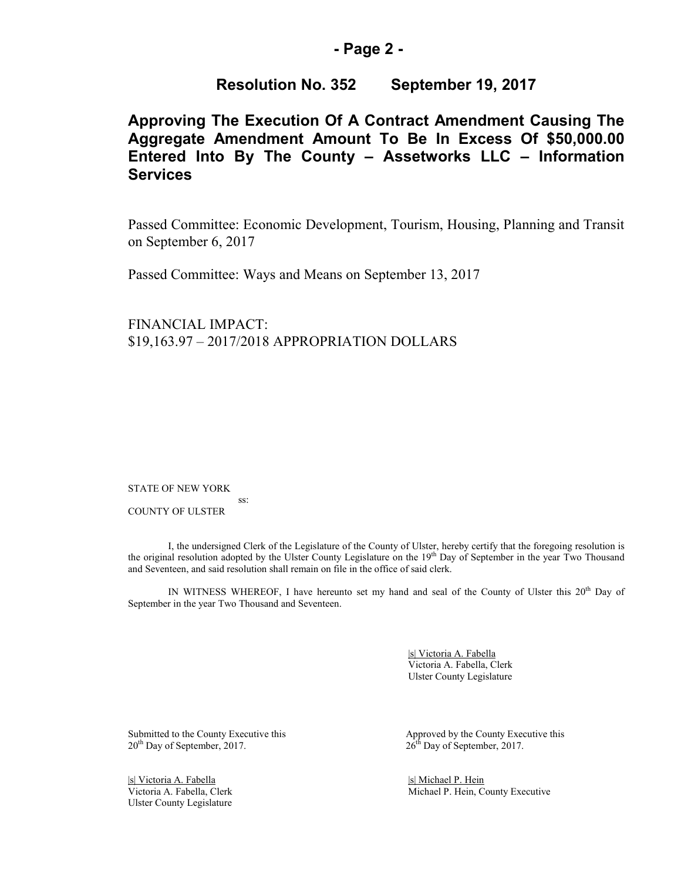## Resolution No. 352 September 19, 2017

## Approving The Execution Of A Contract Amendment Causing The Aggregate Amendment Amount To Be In Excess Of $50,000.00 Entered Into By The County – Assetworks LLC – Information Services

Passed Committee: Economic Development, Tourism, Housing, Planning and Transit on September 6, 2017

Passed Committee: Ways and Means on September 13, 2017

FINANCIAL IMPACT:
$19,163.97 – 2017/2018 APPROPRIATION DOLLARS

STATE OF NEW YORK
ss:
COUNTY OF ULSTER

I, the undersigned Clerk of the Legislature of the County of Ulster, hereby certify that the foregoing resolution is the original resolution adopted by the Ulster County Legislature on the 19th Day of September in the year Two Thousand and Seventeen, and said resolution shall remain on file in the office of said clerk.

IN WITNESS WHEREOF, I have hereunto set my hand and seal of the County of Ulster this 20th Day of September in the year Two Thousand and Seventeen.

|s| Victoria A. Fabella
Victoria A. Fabella, Clerk
Ulster County Legislature

Submitted to the County Executive this 20th Day of September, 2017.

|s| Victoria A. Fabella
Victoria A. Fabella, Clerk
Ulster County Legislature

Approved by the County Executive this 26th Day of September, 2017.

|s| Michael P. Hein
Michael P. Hein, County Executive